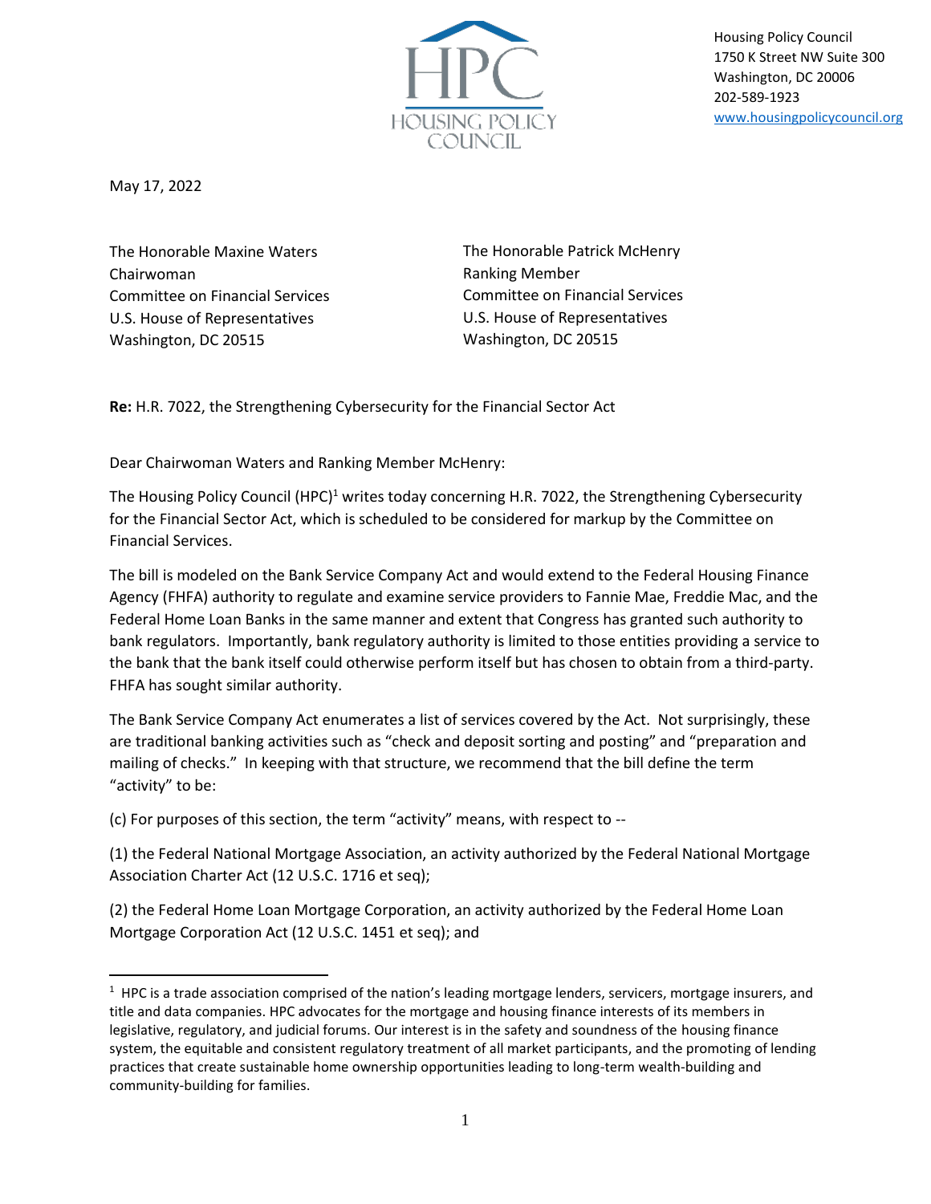Housing Policy Council
1750 K Street NW Suite 300
Washington, DC 20006
202-589-1923
www.housingpolicycouncil.org

May 17, 2022

The Honorable Maxine Waters
Chairwoman
Committee on Financial Services
U.S. House of Representatives
Washington, DC 20515

The Honorable Patrick McHenry
Ranking Member
Committee on Financial Services
U.S. House of Representatives
Washington, DC 20515

**Re:** H.R. 7022, the Strengthening Cybersecurity for the Financial Sector Act

Dear Chairwoman Waters and Ranking Member McHenry:

The Housing Policy Council (HPC)[1] writes today concerning H.R. 7022, the Strengthening Cybersecurity for the Financial Sector Act, which is scheduled to be considered for markup by the Committee on Financial Services.

The bill is modeled on the Bank Service Company Act and would extend to the Federal Housing Finance Agency (FHFA) authority to regulate and examine service providers to Fannie Mae, Freddie Mac, and the Federal Home Loan Banks in the same manner and extent that Congress has granted such authority to bank regulators. Importantly, bank regulatory authority is limited to those entities providing a service to the bank that the bank itself could otherwise perform itself but has chosen to obtain from a third-party. FHFA has sought similar authority.

The Bank Service Company Act enumerates a list of services covered by the Act. Not surprisingly, these are traditional banking activities such as "check and deposit sorting and posting" and "preparation and mailing of checks." In keeping with that structure, we recommend that the bill define the term "activity" to be:

(c) For purposes of this section, the term "activity" means, with respect to --

(1) the Federal National Mortgage Association, an activity authorized by the Federal National Mortgage Association Charter Act (12 U.S.C. 1716 et seq);

(2) the Federal Home Loan Mortgage Corporation, an activity authorized by the Federal Home Loan Mortgage Corporation Act (12 U.S.C. 1451 et seq); and

[1] HPC is a trade association comprised of the nation's leading mortgage lenders, servicers, mortgage insurers, and title and data companies. HPC advocates for the mortgage and housing finance interests of its members in legislative, regulatory, and judicial forums. Our interest is in the safety and soundness of the housing finance system, the equitable and consistent regulatory treatment of all market participants, and the promoting of lending practices that create sustainable home ownership opportunities leading to long-term wealth-building and community-building for families.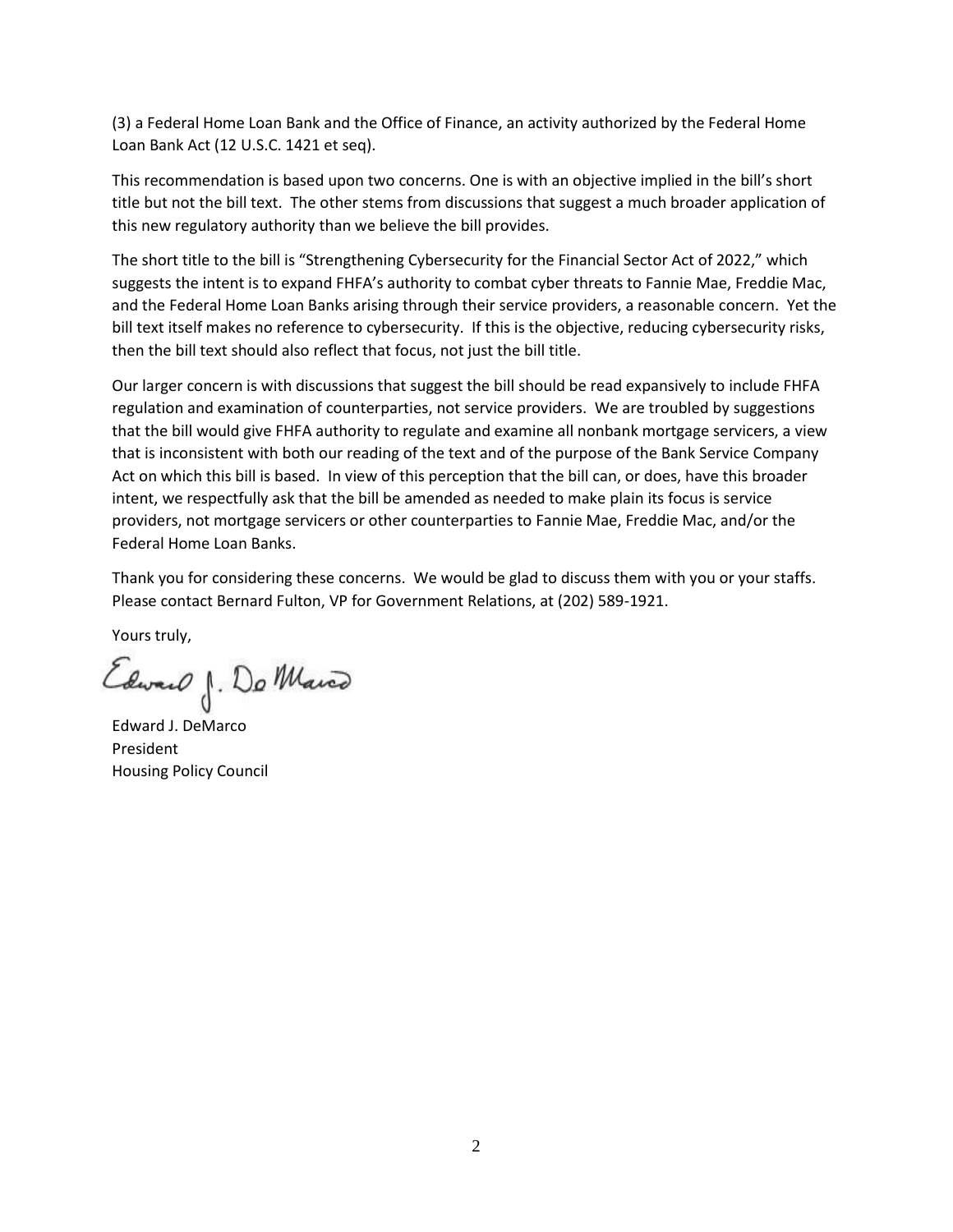(3) a Federal Home Loan Bank and the Office of Finance, an activity authorized by the Federal Home Loan Bank Act (12 U.S.C. 1421 et seq).

This recommendation is based upon two concerns. One is with an objective implied in the bill's short title but not the bill text. The other stems from discussions that suggest a much broader application of this new regulatory authority than we believe the bill provides.

The short title to the bill is "Strengthening Cybersecurity for the Financial Sector Act of 2022," which suggests the intent is to expand FHFA's authority to combat cyber threats to Fannie Mae, Freddie Mac, and the Federal Home Loan Banks arising through their service providers, a reasonable concern. Yet the bill text itself makes no reference to cybersecurity. If this is the objective, reducing cybersecurity risks, then the bill text should also reflect that focus, not just the bill title.

Our larger concern is with discussions that suggest the bill should be read expansively to include FHFA regulation and examination of counterparties, not service providers. We are troubled by suggestions that the bill would give FHFA authority to regulate and examine all nonbank mortgage servicers, a view that is inconsistent with both our reading of the text and of the purpose of the Bank Service Company Act on which this bill is based. In view of this perception that the bill can, or does, have this broader intent, we respectfully ask that the bill be amended as needed to make plain its focus is service providers, not mortgage servicers or other counterparties to Fannie Mae, Freddie Mac, and/or the Federal Home Loan Banks.

Thank you for considering these concerns. We would be glad to discuss them with you or your staffs. Please contact Bernard Fulton, VP for Government Relations, at (202) 589-1921.

Yours truly,

Edward J. DeMarco

Edward J. DeMarco
President
Housing Policy Council